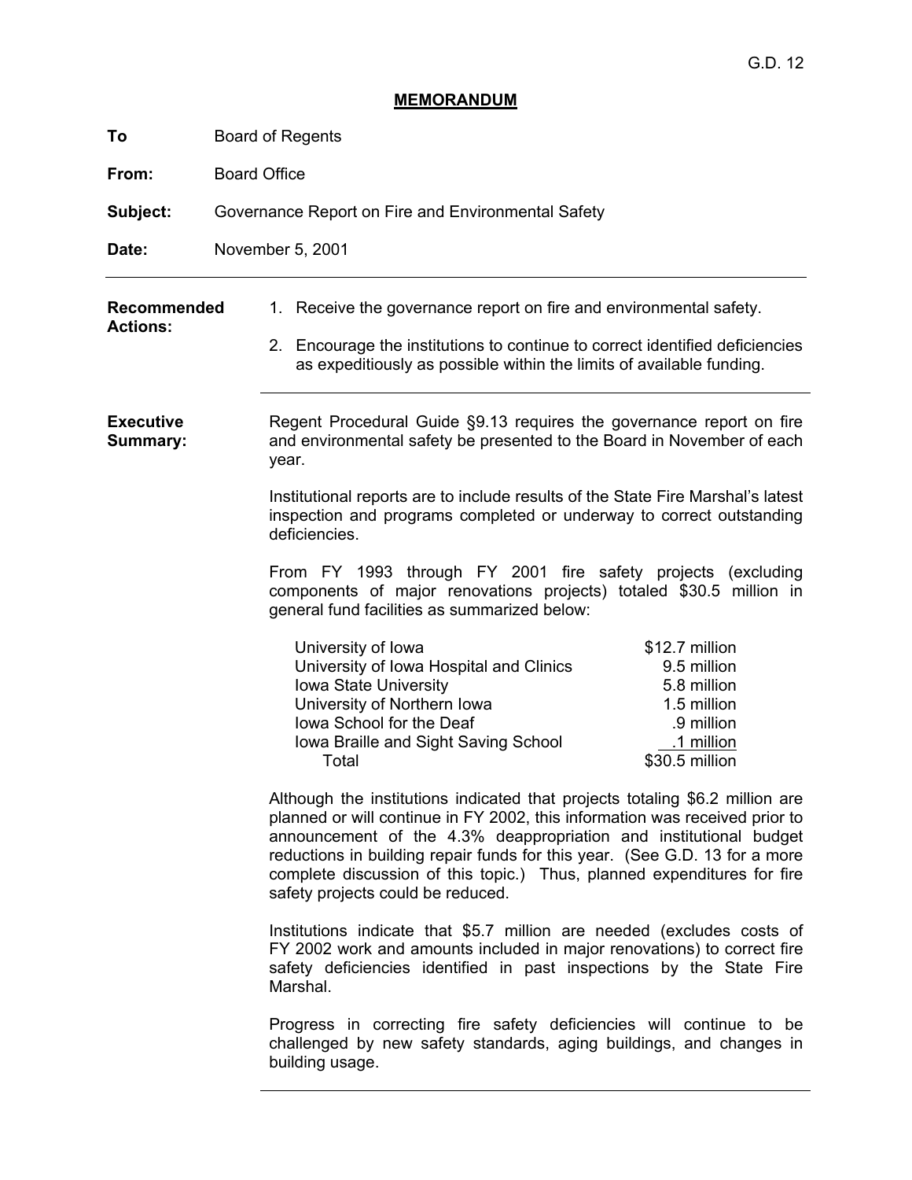G.D. 12

# MEMORANDUM

**To** Board of Regents

**From:** Board Office

**Subject:** Governance Report on Fire and Environmental Safety

**Date:** November 5, 2001

---

**Recommended Actions:**

1. Receive the governance report on fire and environmental safety.
2. Encourage the institutions to continue to correct identified deficiencies as expeditiously as possible within the limits of available funding.

---

**Executive Summary:**

Regent Procedural Guide §9.13 requires the governance report on fire and environmental safety be presented to the Board in November of each year.

Institutional reports are to include results of the State Fire Marshal's latest inspection and programs completed or underway to correct outstanding deficiencies.

From FY 1993 through FY 2001 fire safety projects (excluding components of major renovations projects) totaled $30.5 million in general fund facilities as summarized below:

| | |
|---|---|
| University of Iowa | $12.7 million |
| University of Iowa Hospital and Clinics | 9.5 million |
| Iowa State University | 5.8 million |
| University of Northern Iowa | 1.5 million |
| Iowa School for the Deaf | .9 million |
| Iowa Braille and Sight Saving School | .1 million |
| Total | $30.5 million |

Although the institutions indicated that projects totaling $6.2 million are planned or will continue in FY 2002, this information was received prior to announcement of the 4.3% deappropriation and institutional budget reductions in building repair funds for this year. (See G.D. 13 for a more complete discussion of this topic.) Thus, planned expenditures for fire safety projects could be reduced.

Institutions indicate that $5.7 million are needed (excludes costs of FY 2002 work and amounts included in major renovations) to correct fire safety deficiencies identified in past inspections by the State Fire Marshal.

Progress in correcting fire safety deficiencies will continue to be challenged by new safety standards, aging buildings, and changes in building usage.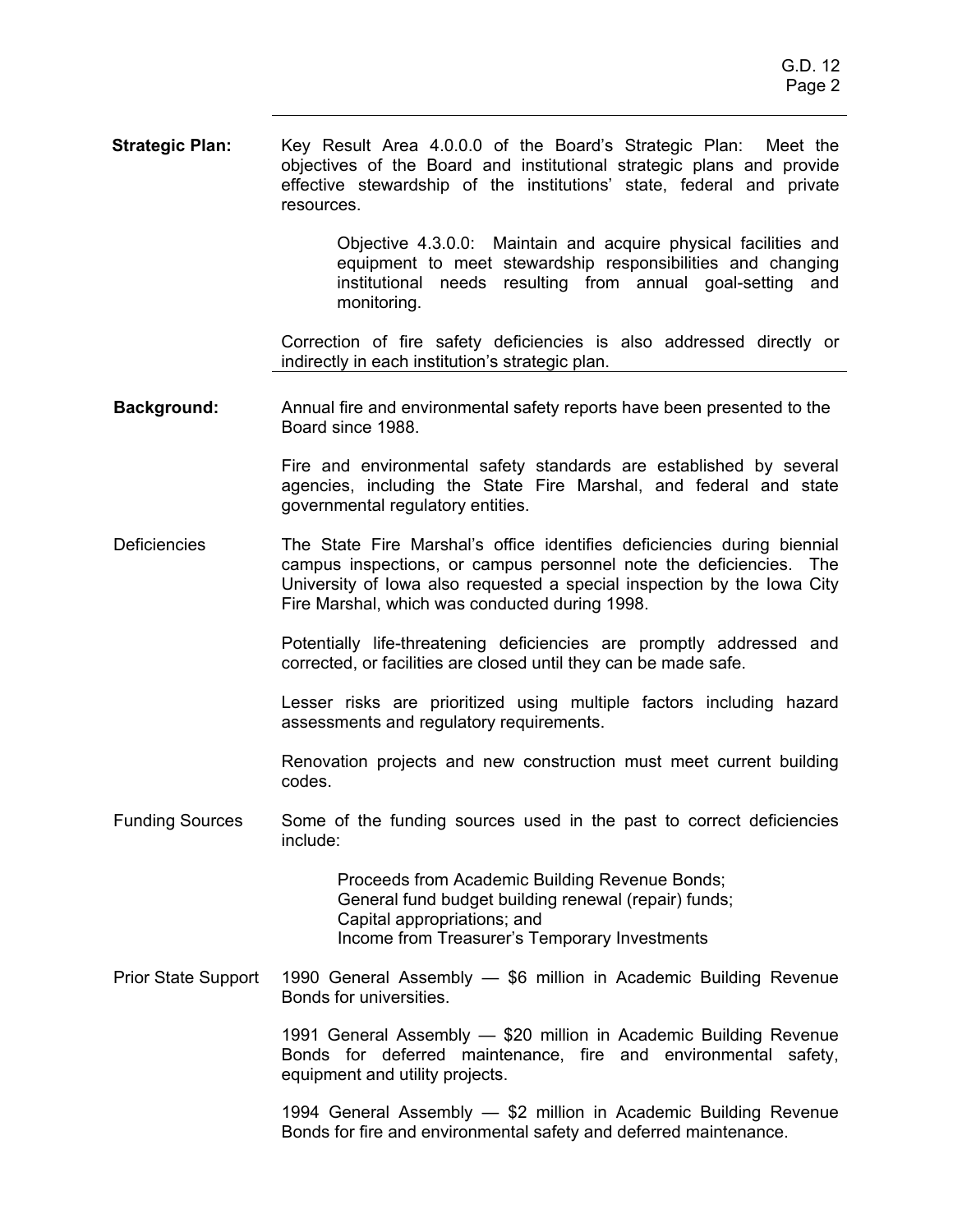**Strategic Plan:** Key Result Area 4.0.0.0 of the Board's Strategic Plan: Meet the objectives of the Board and institutional strategic plans and provide effective stewardship of the institutions' state, federal and private resources.

> Objective 4.3.0.0: Maintain and acquire physical facilities and equipment to meet stewardship responsibilities and changing institutional needs resulting from annual goal-setting and monitoring.

Correction of fire safety deficiencies is also addressed directly or indirectly in each institution's strategic plan.

---

**Background:** Annual fire and environmental safety reports have been presented to the Board since 1988.

Fire and environmental safety standards are established by several agencies, including the State Fire Marshal, and federal and state governmental regulatory entities.

Deficiencies

The State Fire Marshal's office identifies deficiencies during biennial campus inspections, or campus personnel note the deficiencies. The University of Iowa also requested a special inspection by the Iowa City Fire Marshal, which was conducted during 1998.

Potentially life-threatening deficiencies are promptly addressed and corrected, or facilities are closed until they can be made safe.

Lesser risks are prioritized using multiple factors including hazard assessments and regulatory requirements.

Renovation projects and new construction must meet current building codes.

Funding Sources

Some of the funding sources used in the past to correct deficiencies include:

> Proceeds from Academic Building Revenue Bonds;
> General fund budget building renewal (repair) funds;
> Capital appropriations; and
> Income from Treasurer's Temporary Investments

Prior State Support

1990 General Assembly — $6 million in Academic Building Revenue Bonds for universities.

1991 General Assembly — $20 million in Academic Building Revenue Bonds for deferred maintenance, fire and environmental safety, equipment and utility projects.

1994 General Assembly — $2 million in Academic Building Revenue Bonds for fire and environmental safety and deferred maintenance.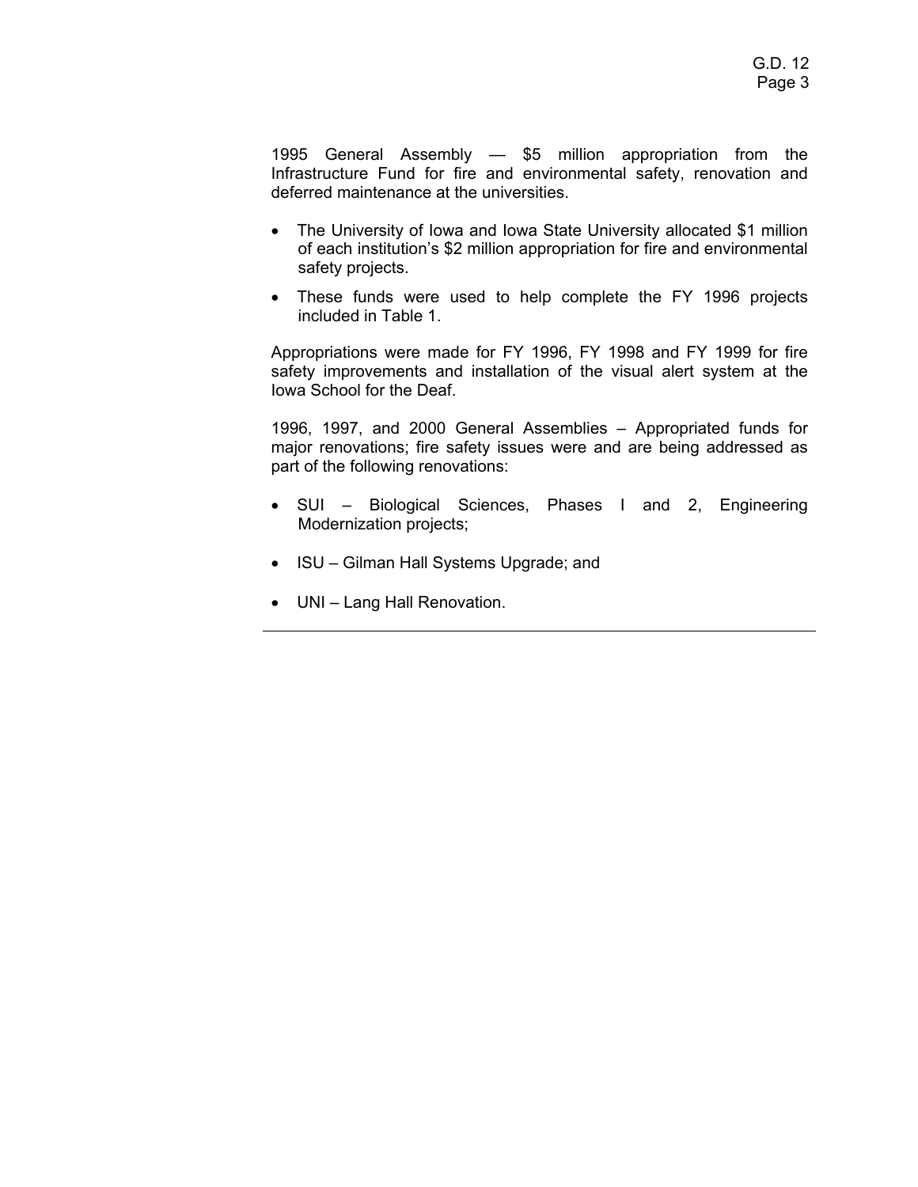1995 General Assembly — $5 million appropriation from the Infrastructure Fund for fire and environmental safety, renovation and deferred maintenance at the universities.

- The University of Iowa and Iowa State University allocated $1 million of each institution's $2 million appropriation for fire and environmental safety projects.
- These funds were used to help complete the FY 1996 projects included in Table 1.

Appropriations were made for FY 1996, FY 1998 and FY 1999 for fire safety improvements and installation of the visual alert system at the Iowa School for the Deaf.

1996, 1997, and 2000 General Assemblies – Appropriated funds for major renovations; fire safety issues were and are being addressed as part of the following renovations:

- SUI – Biological Sciences, Phases I and 2, Engineering Modernization projects;
- ISU – Gilman Hall Systems Upgrade; and
- UNI – Lang Hall Renovation.

---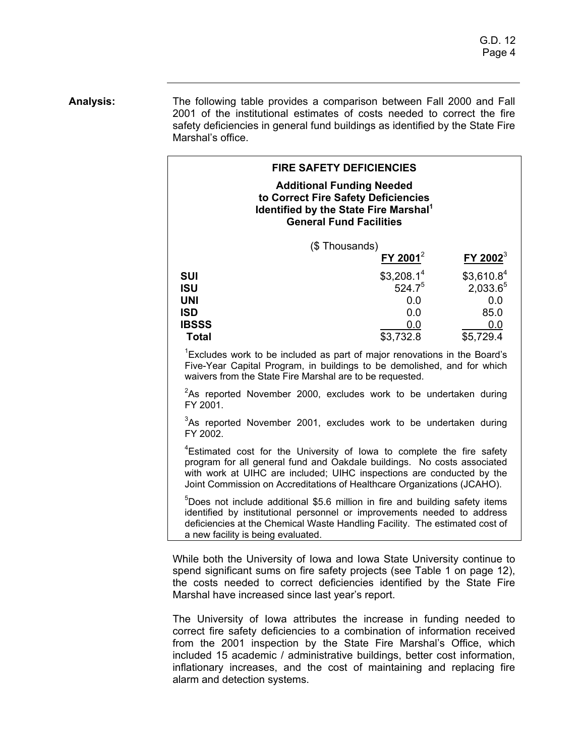**Analysis:** The following table provides a comparison between Fall 2000 and Fall 2001 of the institutional estimates of costs needed to correct the fire safety deficiencies in general fund buildings as identified by the State Fire Marshal's office.

**FIRE SAFETY DEFICIENCIES**

**Additional Funding Needed to Correct Fire Safety Deficiencies Identified by the State Fire Marshal[1] General Fund Facilities**

($ Thousands)

| | FY 2001[2] | FY 2002[3] |
|---|---|---|
| **SUI** | $3,208.1[4] | $3,610.8[4] |
| **ISU** | 524.7[5] | 2,033.6[5] |
| **UNI** | 0.0 | 0.0 |
| **ISD** | 0.0 | 85.0 |
| **IBSSS** | 0.0 | 0.0 |
| **Total** | $3,732.8 | $5,729.4 |

[1]Excludes work to be included as part of major renovations in the Board's Five-Year Capital Program, in buildings to be demolished, and for which waivers from the State Fire Marshal are to be requested.

[2]As reported November 2000, excludes work to be undertaken during FY 2001.

[3]As reported November 2001, excludes work to be undertaken during FY 2002.

[4]Estimated cost for the University of Iowa to complete the fire safety program for all general fund and Oakdale buildings. No costs associated with work at UIHC are included; UIHC inspections are conducted by the Joint Commission on Accreditations of Healthcare Organizations (JCAHO).

[5]Does not include additional $5.6 million in fire and building safety items identified by institutional personnel or improvements needed to address deficiencies at the Chemical Waste Handling Facility. The estimated cost of a new facility is being evaluated.

While both the University of Iowa and Iowa State University continue to spend significant sums on fire safety projects (see Table 1 on page 12), the costs needed to correct deficiencies identified by the State Fire Marshal have increased since last year's report.

The University of Iowa attributes the increase in funding needed to correct fire safety deficiencies to a combination of information received from the 2001 inspection by the State Fire Marshal's Office, which included 15 academic / administrative buildings, better cost information, inflationary increases, and the cost of maintaining and replacing fire alarm and detection systems.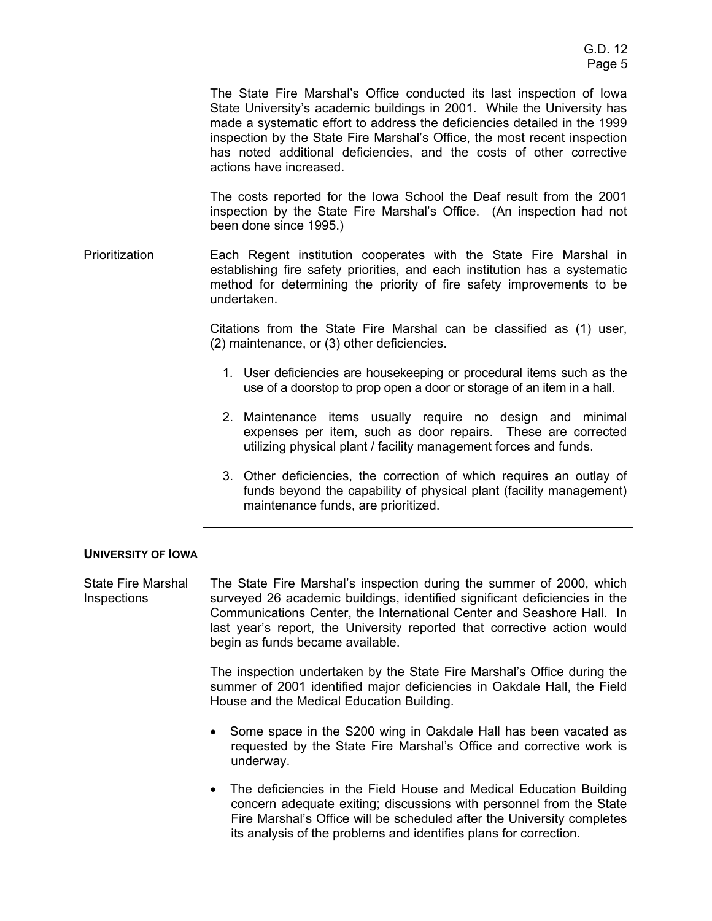The State Fire Marshal's Office conducted its last inspection of Iowa State University's academic buildings in 2001. While the University has made a systematic effort to address the deficiencies detailed in the 1999 inspection by the State Fire Marshal's Office, the most recent inspection has noted additional deficiencies, and the costs of other corrective actions have increased.

The costs reported for the Iowa School the Deaf result from the 2001 inspection by the State Fire Marshal's Office. (An inspection had not been done since 1995.)

**Prioritization**

Each Regent institution cooperates with the State Fire Marshal in establishing fire safety priorities, and each institution has a systematic method for determining the priority of fire safety improvements to be undertaken.

Citations from the State Fire Marshal can be classified as (1) user, (2) maintenance, or (3) other deficiencies.

1. User deficiencies are housekeeping or procedural items such as the use of a doorstop to prop open a door or storage of an item in a hall.
2. Maintenance items usually require no design and minimal expenses per item, such as door repairs. These are corrected utilizing physical plant / facility management forces and funds.
3. Other deficiencies, the correction of which requires an outlay of funds beyond the capability of physical plant (facility management) maintenance funds, are prioritized.

---

## UNIVERSITY OF IOWA

**State Fire Marshal Inspections**

The State Fire Marshal's inspection during the summer of 2000, which surveyed 26 academic buildings, identified significant deficiencies in the Communications Center, the International Center and Seashore Hall. In last year's report, the University reported that corrective action would begin as funds became available.

The inspection undertaken by the State Fire Marshal's Office during the summer of 2001 identified major deficiencies in Oakdale Hall, the Field House and the Medical Education Building.

- Some space in the S200 wing in Oakdale Hall has been vacated as requested by the State Fire Marshal's Office and corrective work is underway.
- The deficiencies in the Field House and Medical Education Building concern adequate exiting; discussions with personnel from the State Fire Marshal's Office will be scheduled after the University completes its analysis of the problems and identifies plans for correction.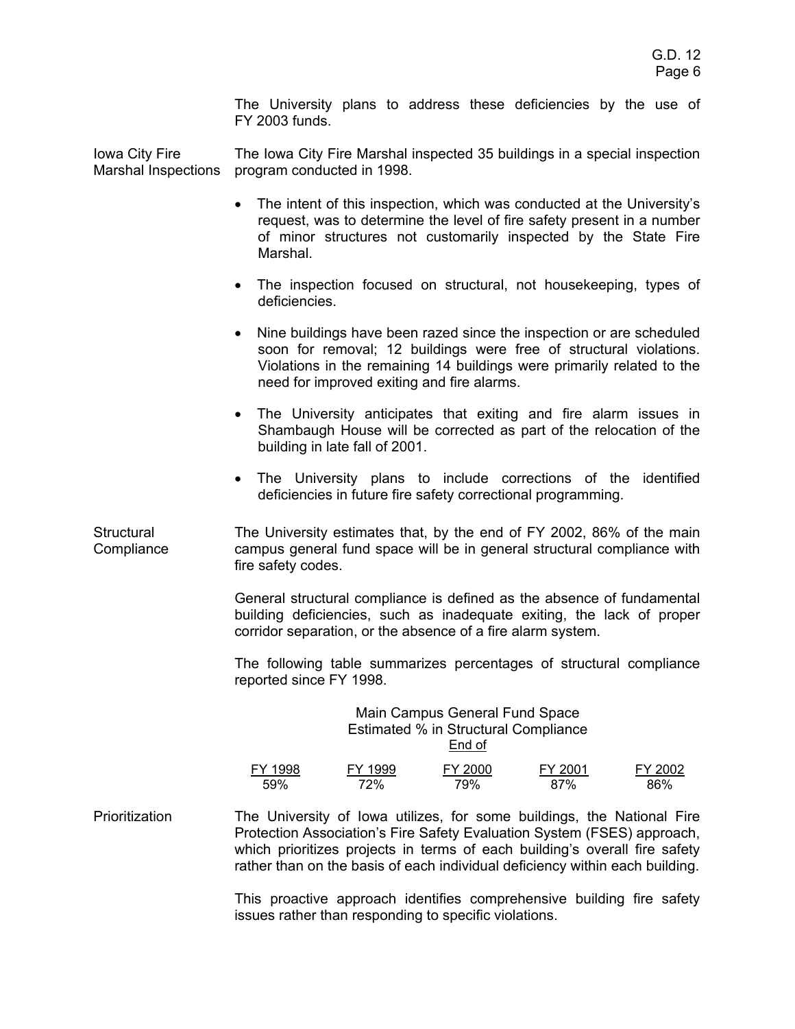The University plans to address these deficiencies by the use of FY 2003 funds.

**Iowa City Fire Marshal Inspections**

The Iowa City Fire Marshal inspected 35 buildings in a special inspection program conducted in 1998.

- The intent of this inspection, which was conducted at the University's request, was to determine the level of fire safety present in a number of minor structures not customarily inspected by the State Fire Marshal.
- The inspection focused on structural, not housekeeping, types of deficiencies.
- Nine buildings have been razed since the inspection or are scheduled soon for removal; 12 buildings were free of structural violations. Violations in the remaining 14 buildings were primarily related to the need for improved exiting and fire alarms.
- The University anticipates that exiting and fire alarm issues in Shambaugh House will be corrected as part of the relocation of the building in late fall of 2001.
- The University plans to include corrections of the identified deficiencies in future fire safety correctional programming.

**Structural Compliance**

The University estimates that, by the end of FY 2002, 86% of the main campus general fund space will be in general structural compliance with fire safety codes.

General structural compliance is defined as the absence of fundamental building deficiencies, such as inadequate exiting, the lack of proper corridor separation, or the absence of a fire alarm system.

The following table summarizes percentages of structural compliance reported since FY 1998.

Main Campus General Fund Space
Estimated % in Structural Compliance
End of

| FY 1998 | FY 1999 | FY 2000 | FY 2001 | FY 2002 |
|---|---|---|---|---|
| 59% | 72% | 79% | 87% | 86% |

**Prioritization**

The University of Iowa utilizes, for some buildings, the National Fire Protection Association's Fire Safety Evaluation System (FSES) approach, which prioritizes projects in terms of each building's overall fire safety rather than on the basis of each individual deficiency within each building.

This proactive approach identifies comprehensive building fire safety issues rather than responding to specific violations.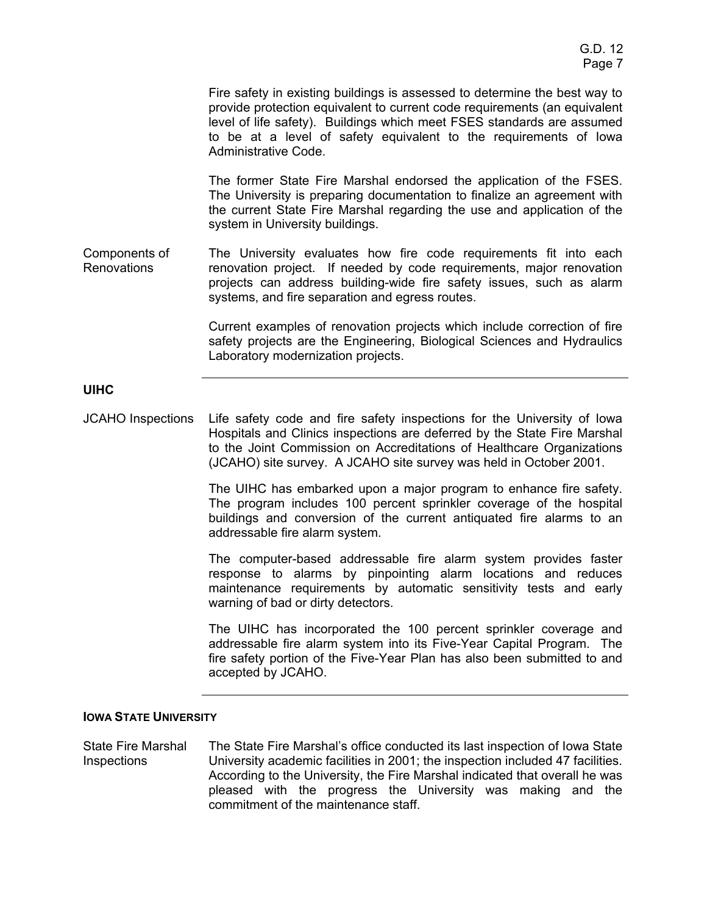Fire safety in existing buildings is assessed to determine the best way to provide protection equivalent to current code requirements (an equivalent level of life safety). Buildings which meet FSES standards are assumed to be at a level of safety equivalent to the requirements of Iowa Administrative Code.

The former State Fire Marshal endorsed the application of the FSES. The University is preparing documentation to finalize an agreement with the current State Fire Marshal regarding the use and application of the system in University buildings.

**Components of Renovations**

The University evaluates how fire code requirements fit into each renovation project. If needed by code requirements, major renovation projects can address building-wide fire safety issues, such as alarm systems, and fire separation and egress routes.

Current examples of renovation projects which include correction of fire safety projects are the Engineering, Biological Sciences and Hydraulics Laboratory modernization projects.

---

## UIHC

**JCAHO Inspections**

Life safety code and fire safety inspections for the University of Iowa Hospitals and Clinics inspections are deferred by the State Fire Marshal to the Joint Commission on Accreditations of Healthcare Organizations (JCAHO) site survey. A JCAHO site survey was held in October 2001.

The UIHC has embarked upon a major program to enhance fire safety. The program includes 100 percent sprinkler coverage of the hospital buildings and conversion of the current antiquated fire alarms to an addressable fire alarm system.

The computer-based addressable fire alarm system provides faster response to alarms by pinpointing alarm locations and reduces maintenance requirements by automatic sensitivity tests and early warning of bad or dirty detectors.

The UIHC has incorporated the 100 percent sprinkler coverage and addressable fire alarm system into its Five-Year Capital Program. The fire safety portion of the Five-Year Plan has also been submitted to and accepted by JCAHO.

---

## IOWA STATE UNIVERSITY

**State Fire Marshal Inspections**

The State Fire Marshal's office conducted its last inspection of Iowa State University academic facilities in 2001; the inspection included 47 facilities. According to the University, the Fire Marshal indicated that overall he was pleased with the progress the University was making and the commitment of the maintenance staff.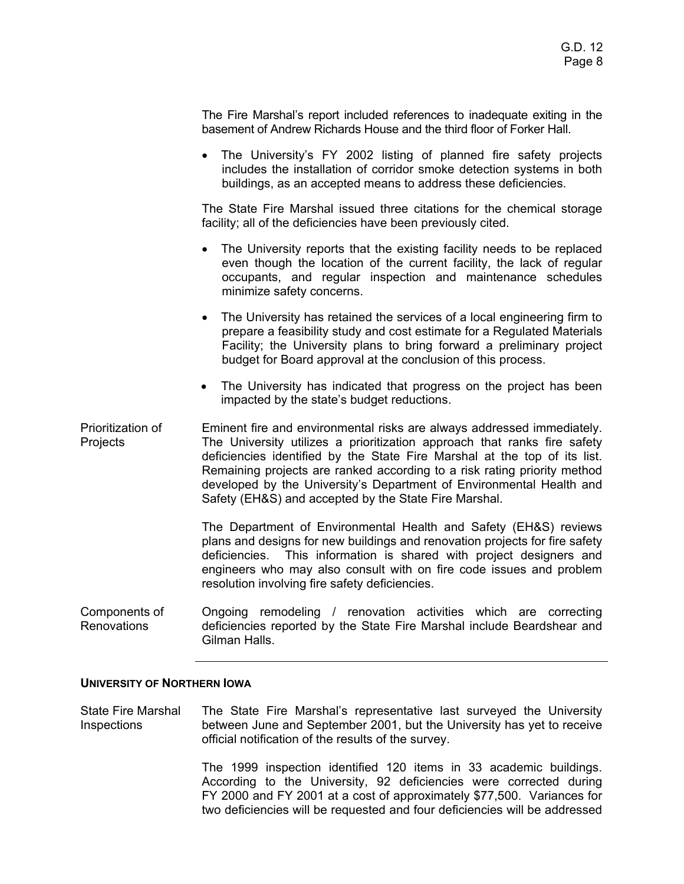The Fire Marshal's report included references to inadequate exiting in the basement of Andrew Richards House and the third floor of Forker Hall.

- The University's FY 2002 listing of planned fire safety projects includes the installation of corridor smoke detection systems in both buildings, as an accepted means to address these deficiencies.

The State Fire Marshal issued three citations for the chemical storage facility; all of the deficiencies have been previously cited.

- The University reports that the existing facility needs to be replaced even though the location of the current facility, the lack of regular occupants, and regular inspection and maintenance schedules minimize safety concerns.
- The University has retained the services of a local engineering firm to prepare a feasibility study and cost estimate for a Regulated Materials Facility; the University plans to bring forward a preliminary project budget for Board approval at the conclusion of this process.
- The University has indicated that progress on the project has been impacted by the state's budget reductions.

**Prioritization of Projects**

Eminent fire and environmental risks are always addressed immediately. The University utilizes a prioritization approach that ranks fire safety deficiencies identified by the State Fire Marshal at the top of its list. Remaining projects are ranked according to a risk rating priority method developed by the University's Department of Environmental Health and Safety (EH&S) and accepted by the State Fire Marshal.

The Department of Environmental Health and Safety (EH&S) reviews plans and designs for new buildings and renovation projects for fire safety deficiencies. This information is shared with project designers and engineers who may also consult with on fire code issues and problem resolution involving fire safety deficiencies.

**Components of Renovations**

Ongoing remodeling / renovation activities which are correcting deficiencies reported by the State Fire Marshal include Beardshear and Gilman Halls.

---

## UNIVERSITY OF NORTHERN IOWA

**State Fire Marshal Inspections**

The State Fire Marshal's representative last surveyed the University between June and September 2001, but the University has yet to receive official notification of the results of the survey.

The 1999 inspection identified 120 items in 33 academic buildings. According to the University, 92 deficiencies were corrected during FY 2000 and FY 2001 at a cost of approximately $77,500. Variances for two deficiencies will be requested and four deficiencies will be addressed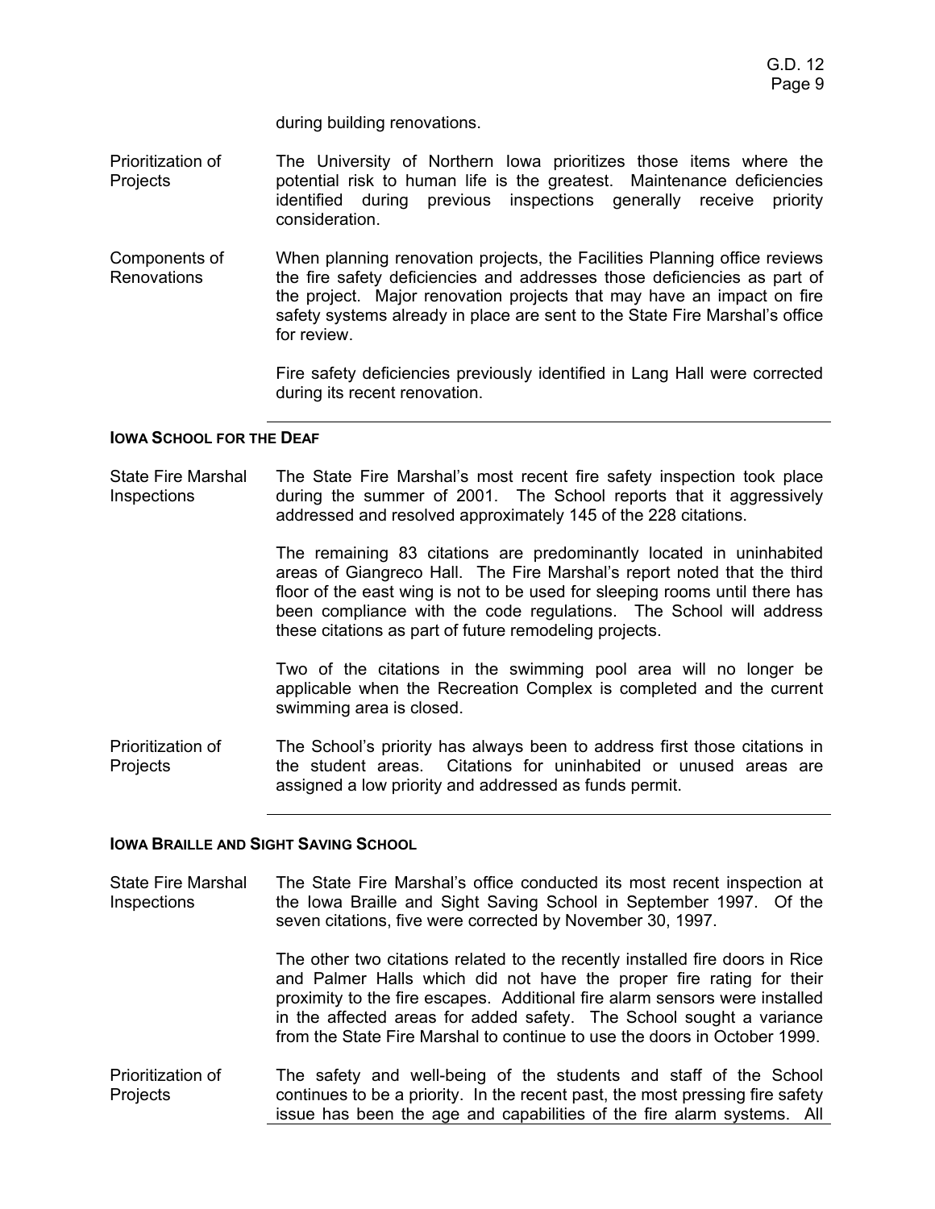during building renovations.

Prioritization of Projects

The University of Northern Iowa prioritizes those items where the potential risk to human life is the greatest. Maintenance deficiencies identified during previous inspections generally receive priority consideration.

Components of Renovations

When planning renovation projects, the Facilities Planning office reviews the fire safety deficiencies and addresses those deficiencies as part of the project. Major renovation projects that may have an impact on fire safety systems already in place are sent to the State Fire Marshal's office for review.

Fire safety deficiencies previously identified in Lang Hall were corrected during its recent renovation.

---

**IOWA SCHOOL FOR THE DEAF**

State Fire Marshal Inspections

The State Fire Marshal's most recent fire safety inspection took place during the summer of 2001. The School reports that it aggressively addressed and resolved approximately 145 of the 228 citations.

The remaining 83 citations are predominantly located in uninhabited areas of Giangreco Hall. The Fire Marshal's report noted that the third floor of the east wing is not to be used for sleeping rooms until there has been compliance with the code regulations. The School will address these citations as part of future remodeling projects.

Two of the citations in the swimming pool area will no longer be applicable when the Recreation Complex is completed and the current swimming area is closed.

Prioritization of Projects

The School's priority has always been to address first those citations in the student areas. Citations for uninhabited or unused areas are assigned a low priority and addressed as funds permit.

---

**IOWA BRAILLE AND SIGHT SAVING SCHOOL**

State Fire Marshal Inspections

The State Fire Marshal's office conducted its most recent inspection at the Iowa Braille and Sight Saving School in September 1997. Of the seven citations, five were corrected by November 30, 1997.

The other two citations related to the recently installed fire doors in Rice and Palmer Halls which did not have the proper fire rating for their proximity to the fire escapes. Additional fire alarm sensors were installed in the affected areas for added safety. The School sought a variance from the State Fire Marshal to continue to use the doors in October 1999.

Prioritization of Projects

The safety and well-being of the students and staff of the School continues to be a priority. In the recent past, the most pressing fire safety issue has been the age and capabilities of the fire alarm systems. All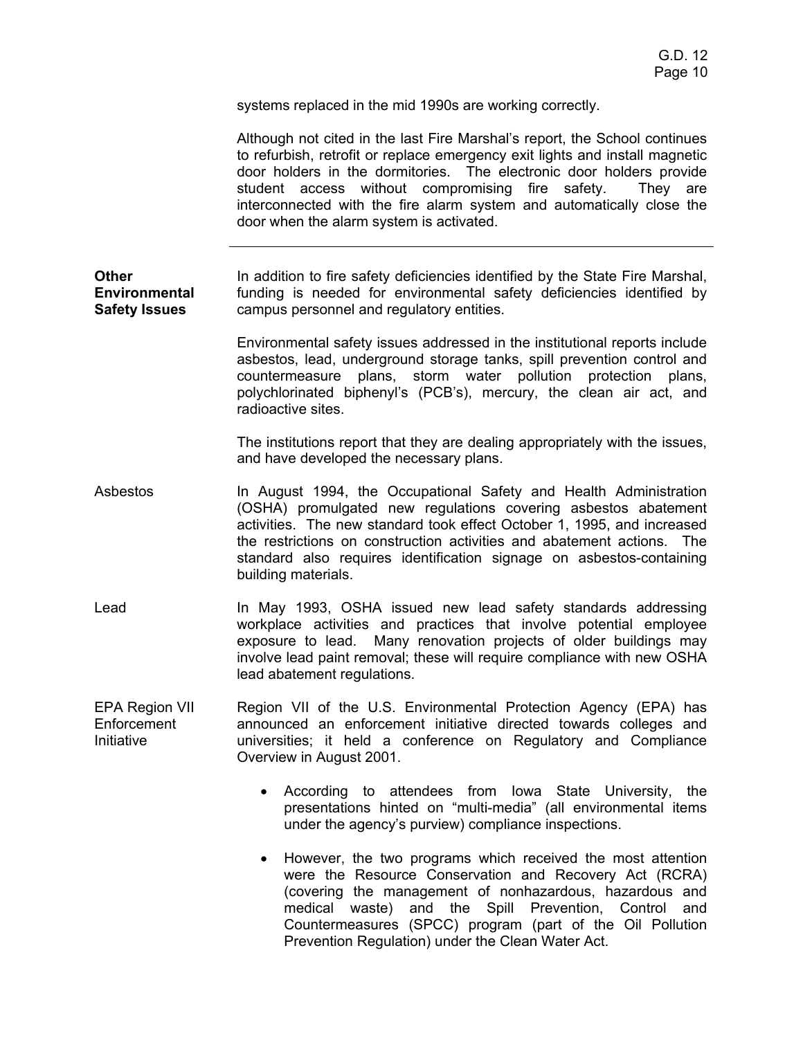systems replaced in the mid 1990s are working correctly.

Although not cited in the last Fire Marshal's report, the School continues to refurbish, retrofit or replace emergency exit lights and install magnetic door holders in the dormitories. The electronic door holders provide student access without compromising fire safety. They are interconnected with the fire alarm system and automatically close the door when the alarm system is activated.

---

## Other Environmental Safety Issues

In addition to fire safety deficiencies identified by the State Fire Marshal, funding is needed for environmental safety deficiencies identified by campus personnel and regulatory entities.

Environmental safety issues addressed in the institutional reports include asbestos, lead, underground storage tanks, spill prevention control and countermeasure plans, storm water pollution protection plans, polychlorinated biphenyl's (PCB's), mercury, the clean air act, and radioactive sites.

The institutions report that they are dealing appropriately with the issues, and have developed the necessary plans.

### Asbestos

In August 1994, the Occupational Safety and Health Administration (OSHA) promulgated new regulations covering asbestos abatement activities. The new standard took effect October 1, 1995, and increased the restrictions on construction activities and abatement actions. The standard also requires identification signage on asbestos-containing building materials.

### Lead

In May 1993, OSHA issued new lead safety standards addressing workplace activities and practices that involve potential employee exposure to lead. Many renovation projects of older buildings may involve lead paint removal; these will require compliance with new OSHA lead abatement regulations.

### EPA Region VII Enforcement Initiative

Region VII of the U.S. Environmental Protection Agency (EPA) has announced an enforcement initiative directed towards colleges and universities; it held a conference on Regulatory and Compliance Overview in August 2001.

- According to attendees from Iowa State University, the presentations hinted on "multi-media" (all environmental items under the agency's purview) compliance inspections.
- However, the two programs which received the most attention were the Resource Conservation and Recovery Act (RCRA) (covering the management of nonhazardous, hazardous and medical waste) and the Spill Prevention, Control and Countermeasures (SPCC) program (part of the Oil Pollution Prevention Regulation) under the Clean Water Act.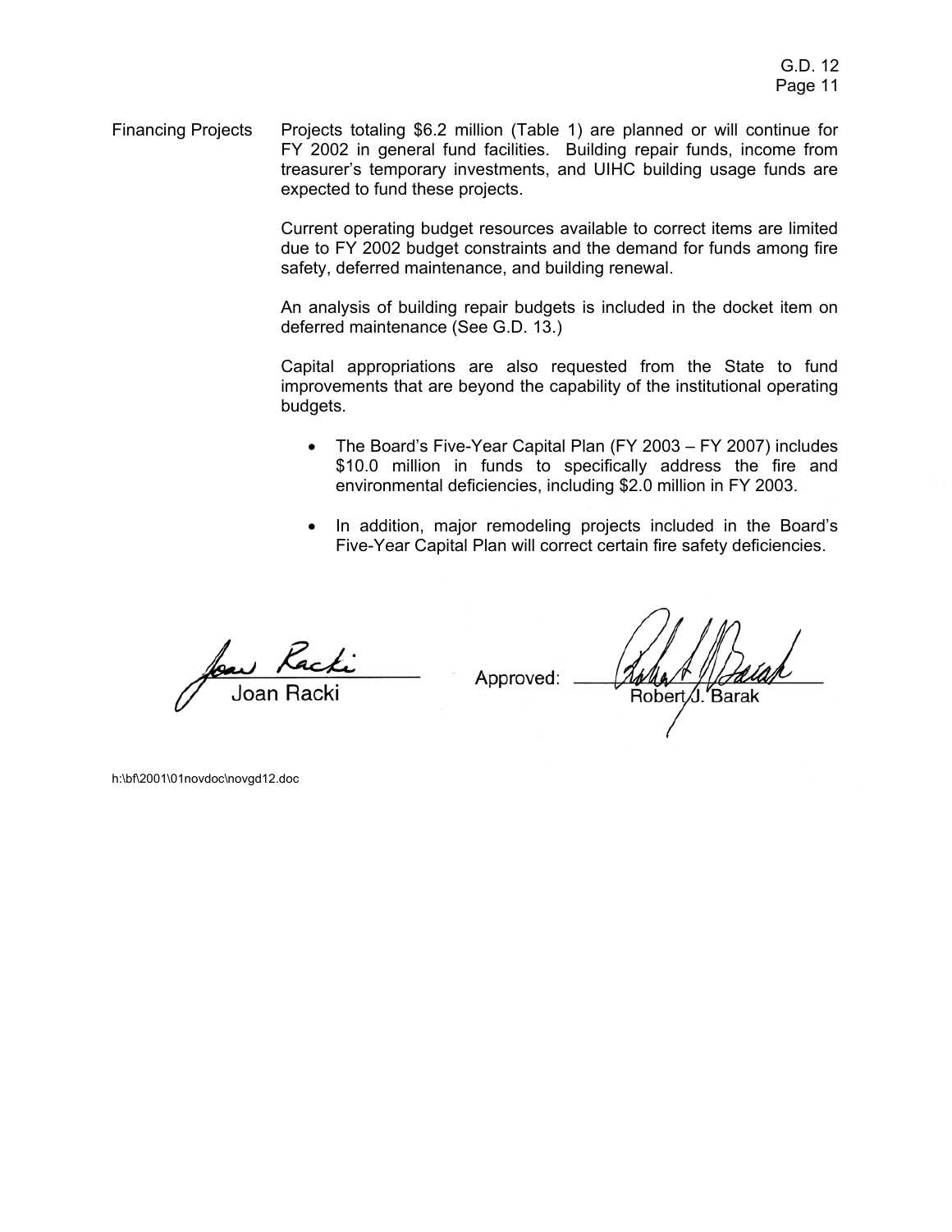**Financing Projects**

Projects totaling $6.2 million (Table 1) are planned or will continue for FY 2002 in general fund facilities. Building repair funds, income from treasurer's temporary investments, and UIHC building usage funds are expected to fund these projects.

Current operating budget resources available to correct items are limited due to FY 2002 budget constraints and the demand for funds among fire safety, deferred maintenance, and building renewal.

An analysis of building repair budgets is included in the docket item on deferred maintenance (See G.D. 13.)

Capital appropriations are also requested from the State to fund improvements that are beyond the capability of the institutional operating budgets.

- The Board's Five-Year Capital Plan (FY 2003 – FY 2007) includes $10.0 million in funds to specifically address the fire and environmental deficiencies, including $2.0 million in FY 2003.
- In addition, major remodeling projects included in the Board's Five-Year Capital Plan will correct certain fire safety deficiencies.

Joan Racki

Approved: Robert J. Barak

h:\bf\2001\01novdoc\novgd12.doc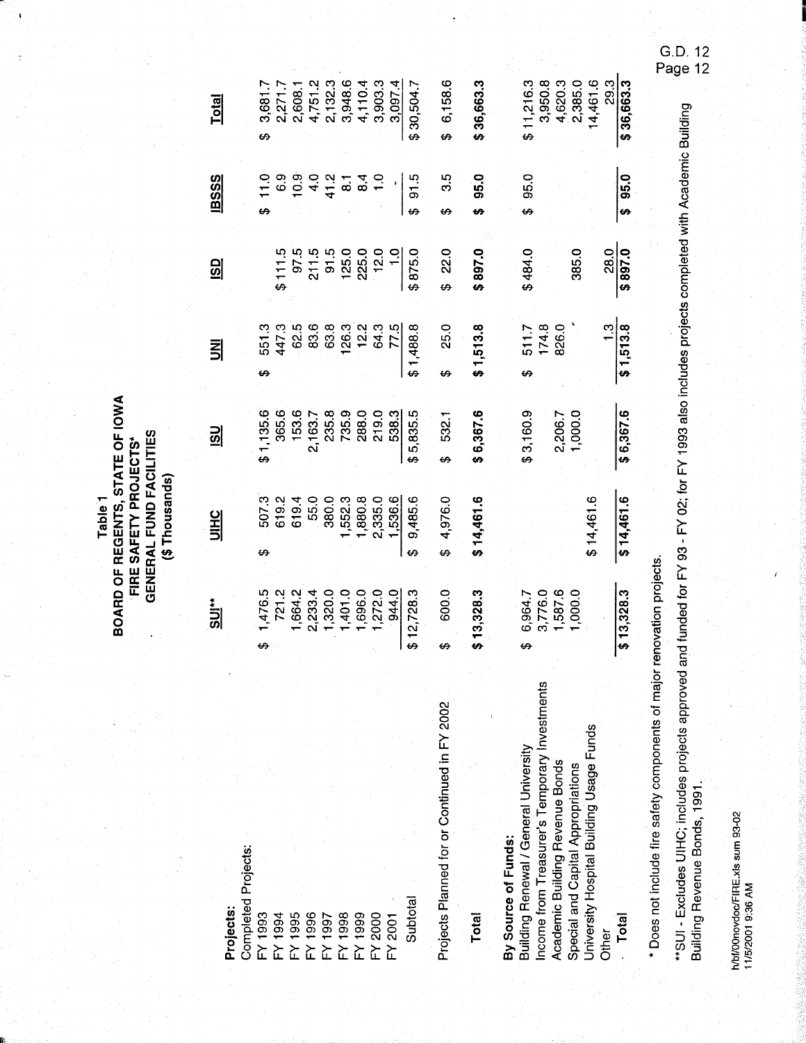Table 1
**BOARD OF REGENTS, STATE OF IOWA**
**FIRE SAFETY PROJECTS***
**GENERAL FUND FACILITIES**
**($ Thousands)**

| | SUI** | UIHC | ISU | UNI | ISD | IBSSS | Total |
|---|---|---|---|---|---|---|---|
| **Projects:** | | | | | | | |
| Completed Projects: | | | | | | | |
| FY 1993 | $ 1,476.5 | $ 507.3 | $ 1,135.6 | $ 551.3 | | $ 11.0 | $ 3,681.7 |
| FY 1994 | 721.2 | 619.2 | 365.6 | 447.3 | $ 111.5 | 6.9 | 2,271.7 |
| FY 1995 | 1,664.2 | 619.4 | 153.6 | 62.5 | 97.5 | 10.9 | 2,608.1 |
| FY 1996 | 2,233.4 | 55.0 | 2,163.7 | 83.6 | 211.5 | 4.0 | 4,751.2 |
| FY 1997 | 1,320.0 | 380.0 | 235.8 | 63.8 | 91.5 | 41.2 | 2,132.3 |
| FY 1998 | 1,401.0 | 1,552.3 | 735.9 | 126.3 | 125.0 | 8.1 | 3,948.6 |
| FY 1999 | 1,696.0 | 1,880.8 | 288.0 | 12.2 | 225.0 | 8.4 | 4,110.4 |
| FY 2000 | 1,272.0 | 2,335.0 | 219.0 | 64.3 | 12.0 | 1.0 | 3,903.3 |
| FY 2001 | 944.0 | 1,536.6 | 538.3 | 77.5 | 1.0 | - | 3,097.4 |
| Subtotal | $ 12,728.3 | $ 9,485.6 | $ 5,835.5 | $ 1,488.8 | $ 875.0 | $ 91.5 | $ 30,504.7 |
| Projects Planned for or Continued in FY 2002 | $ 600.0 | $ 4,976.0 | $ 532.1 | $ 25.0 | $ 22.0 | $ 3.5 | $ 6,158.6 |
| **Total** | **$ 13,328.3** | **$ 14,461.6** | **$ 6,367.6** | **$ 1,513.8** | **$ 897.0** | **$ 95.0** | **$ 36,663.3** |
| **By Source of Funds:** | | | | | | | |
| Building Renewal / General University | $ 6,964.7 | | $ 3,160.9 | $ 511.7 | $ 484.0 | $ 95.0 | $ 11,216.3 |
| Income from Treasurer's Temporary Investments | 3,776.0 | | | 174.8 | | | 3,950.8 |
| Academic Building Revenue Bonds | 1,587.6 | | 2,206.7 | 826.0 | | | 4,620.3 |
| Special and Capital Appropriations | 1,000.0 | | 1,000.0 | | 385.0 | | 2,385.0 |
| University Hospital Building Usage Funds | | $ 14,461.6 | | | | | 14,461.6 |
| Other | | | | 1.3 | 28.0 | | 29.3 |
| **Total** | **$ 13,328.3** | **$ 14,461.6** | **$ 6,367.6** | **$ 1,513.8** | **$ 897.0** | **$ 95.0** | **$ 36,663.3** |

* Does not include fire safety components of major renovation projects.

**SUI - Excludes UIHC; includes projects approved and funded for FY 93 - FY 02; for FY 1993 also includes projects completed with Academic Building Revenue Bonds, 1991.

h/bf/00novdoc/FIRE.xls sum 93-02
11/5/2001 9:36 AM